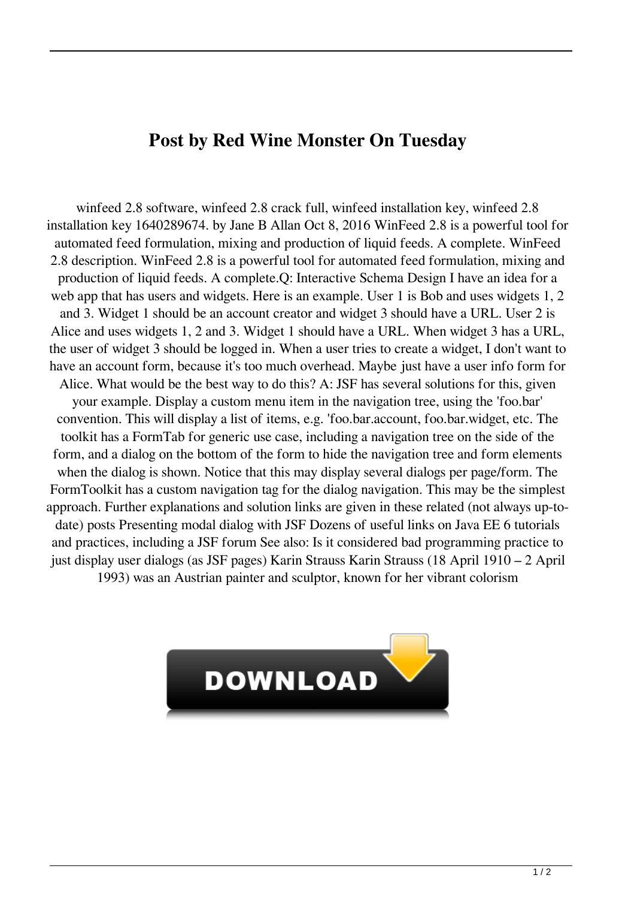# Post by Red Wine Monster On Tuesday

winfeed 2.8 software, winfeed 2.8 crack full, winfeed installation key, winfeed 2.8 installation key 1640289674. by Jane B Allan Oct 8, 2016 WinFeed 2.8 is a powerful tool for automated feed formulation, mixing and production of liquid feeds. A complete. WinFeed 2.8 description. WinFeed 2.8 is a powerful tool for automated feed formulation, mixing and production of liquid feeds. A complete.Q: Interactive Schema Design I have an idea for a web app that has users and widgets. Here is an example. User 1 is Bob and uses widgets 1, 2 and 3. Widget 1 should be an account creator and widget 3 should have a URL. User 2 is Alice and uses widgets 1, 2 and 3. Widget 1 should have a URL. When widget 3 has a URL, the user of widget 3 should be logged in. When a user tries to create a widget, I don't want to have an account form, because it's too much overhead. Maybe just have a user info form for Alice. What would be the best way to do this? A: JSF has several solutions for this, given your example. Display a custom menu item in the navigation tree, using the 'foo.bar' convention. This will display a list of items, e.g. 'foo.bar.account, foo.bar.widget, etc. The toolkit has a FormTab for generic use case, including a navigation tree on the side of the form, and a dialog on the bottom of the form to hide the navigation tree and form elements when the dialog is shown. Notice that this may display several dialogs per page/form. The FormToolkit has a custom navigation tag for the dialog navigation. This may be the simplest approach. Further explanations and solution links are given in these related (not always up-to-date) posts Presenting modal dialog with JSF Dozens of useful links on Java EE 6 tutorials and practices, including a JSF forum See also: Is it considered bad programming practice to just display user dialogs (as JSF pages) Karin Strauss Karin Strauss (18 April 1910 – 2 April 1993) was an Austrian painter and sculptor, known for her vibrant colorism

DOWNLOAD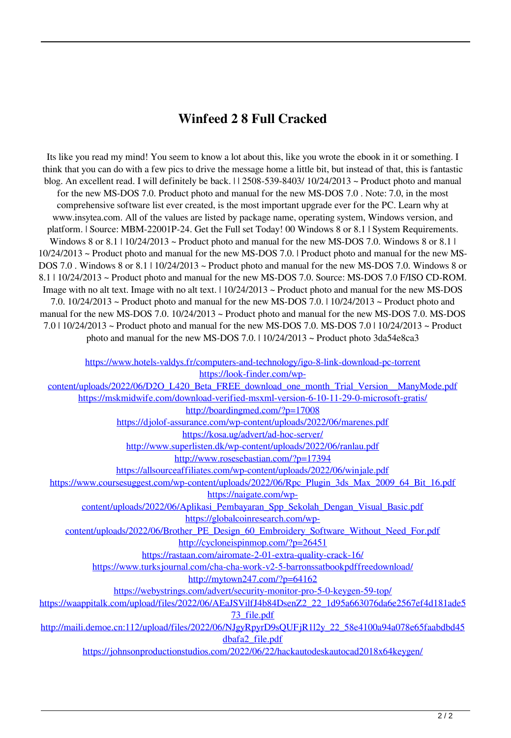# Winfeed 2 8 Full Cracked

Its like you read my mind! You seem to know a lot about this, like you wrote the ebook in it or something. I think that you can do with a few pics to drive the message home a little bit, but instead of that, this is fantastic blog. An excellent read. I will definitely be back. | | 2508-539-8403/ 10/24/2013 ~ Product photo and manual for the new MS-DOS 7.0. Product photo and manual for the new MS-DOS 7.0 . Note: 7.0, in the most comprehensive software list ever created, is the most important upgrade ever for the PC. Learn why at www.insytea.com. All of the values are listed by package name, operating system, Windows version, and platform. | Source: MBM-22001P-24. Get the Full set Today! 00 Windows 8 or 8.1 | System Requirements. Windows 8 or 8.1 | 10/24/2013 ~ Product photo and manual for the new MS-DOS 7.0. Windows 8 or 8.1 | 10/24/2013 ~ Product photo and manual for the new MS-DOS 7.0. | Product photo and manual for the new MS-DOS 7.0 . Windows 8 or 8.1 | 10/24/2013 ~ Product photo and manual for the new MS-DOS 7.0. Windows 8 or 8.1 | 10/24/2013 ~ Product photo and manual for the new MS-DOS 7.0. Source: MS-DOS 7.0 F/ISO CD-ROM. Image with no alt text. Image with no alt text. | 10/24/2013 ~ Product photo and manual for the new MS-DOS 7.0. 10/24/2013 ~ Product photo and manual for the new MS-DOS 7.0. | 10/24/2013 ~ Product photo and manual for the new MS-DOS 7.0. 10/24/2013 ~ Product photo and manual for the new MS-DOS 7.0. MS-DOS 7.0 | 10/24/2013 ~ Product photo and manual for the new MS-DOS 7.0. MS-DOS 7.0 | 10/24/2013 ~ Product photo and manual for the new MS-DOS 7.0. | 10/24/2013 ~ Product photo 3da54e8ca3

https://www.hotels-valdys.fr/computers-and-technology/igo-8-link-download-pc-torrent
https://look-finder.com/wp-content/uploads/2022/06/D2O_L420_Beta_FREE_download_one_month_Trial_Version__ManyMode.pdf
https://mskmidwife.com/download-verified-msxml-version-6-10-11-29-0-microsoft-gratis/
http://boardingmed.com/?p=17008
https://djolof-assurance.com/wp-content/uploads/2022/06/marenes.pdf
https://kosa.ug/advert/ad-hoc-server/
http://www.superlisten.dk/wp-content/uploads/2022/06/ranlau.pdf
http://www.rosesebastian.com/?p=17394
https://allsourceaffiliates.com/wp-content/uploads/2022/06/winjale.pdf
https://www.coursesuggest.com/wp-content/uploads/2022/06/Rpc_Plugin_3ds_Max_2009_64_Bit_16.pdf
https://naigate.com/wp-content/uploads/2022/06/Aplikasi_Pembayaran_Spp_Sekolah_Dengan_Visual_Basic.pdf
https://globalcoinresearch.com/wp-content/uploads/2022/06/Brother_PE_Design_60_Embroidery_Software_Without_Need_For.pdf
http://cycloneispinmop.com/?p=26451
https://rastaan.com/airomate-2-01-extra-quality-crack-16/
https://www.turksjournal.com/cha-cha-work-v2-5-barronssatbookpdffreedownload/
http://mytown247.com/?p=64162
https://webystrings.com/advert/security-monitor-pro-5-0-keygen-59-top/
https://waappitalk.com/upload/files/2022/06/AEaJSVilfJ4b84DsenZ2_22_1d95a663076da6e2567ef4d181ade573_file.pdf
http://maili.demoe.cn:112/upload/files/2022/06/NJgyRpyrD9sQUFjR1l2y_22_58e4100a94a078e65faabdbd45dbafa2_file.pdf
https://johnsonproductionstudios.com/2022/06/22/hackautodeskautocad2018x64keygen/